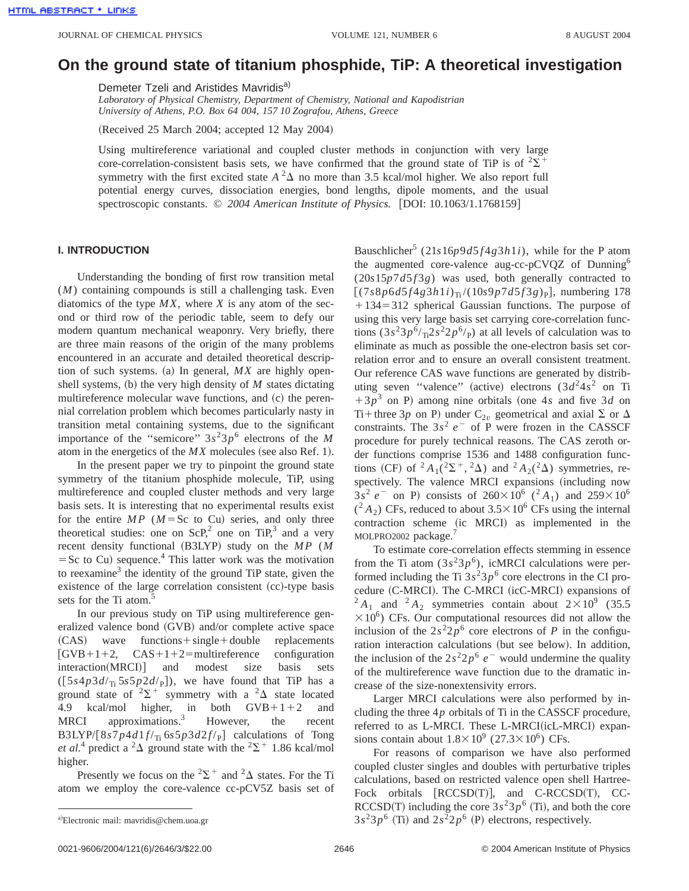# On the ground state of titanium phosphide, TiP: A theoretical investigation

Demeter Tzeli and Aristides Mavridis[a)]

*Laboratory of Physical Chemistry, Department of Chemistry, National and Kapodistrian University of Athens, P.O. Box 64 004, 157 10 Zografou, Athens, Greece*

(Received 25 March 2004; accepted 12 May 2004)

Using multireference variational and coupled cluster methods in conjunction with very large core-correlation-consistent basis sets, we have confirmed that the ground state of TiP is of $^2\Sigma^+$ symmetry with the first excited state $A\,^2\Delta$ no more than 3.5 kcal/mol higher. We also report full potential energy curves, dissociation energies, bond lengths, dipole moments, and the usual spectroscopic constants. © *2004 American Institute of Physics.* [DOI: 10.1063/1.1768159]

## I. INTRODUCTION

Understanding the bonding of first row transition metal ($M$) containing compounds is still a challenging task. Even diatomics of the type $MX$, where $X$ is any atom of the second or third row of the periodic table, seem to defy our modern quantum mechanical weaponry. Very briefly, there are three main reasons of the origin of the many problems encountered in an accurate and detailed theoretical description of such systems. (a) In general, $MX$ are highly open-shell systems, (b) the very high density of $M$ states dictating multireference molecular wave functions, and (c) the perennial correlation problem which becomes particularly nasty in transition metal containing systems, due to the significant importance of the "semicore" $3s^23p^6$ electrons of the $M$ atom in the energetics of the $MX$ molecules (see also Ref. 1).

In the present paper we try to pinpoint the ground state symmetry of the titanium phosphide molecule, TiP, using multireference and coupled cluster methods and very large basis sets. It is interesting that no experimental results exist for the entire $MP$ ($M$=Sc to Cu) series, and only three theoretical studies: one on ScP,[2] one on TiP,[3] and a very recent density functional (B3LYP) study on the $MP$ ($M$=Sc to Cu) sequence.[4] This latter work was the motivation to reexamine[3] the identity of the ground TiP state, given the existence of the large correlation consistent (cc)-type basis sets for the Ti atom.[5]

In our previous study on TiP using multireference generalized valence bond (GVB) and/or complete active space (CAS) wave functions+single+double replacements [GVB+1+2, CAS+1+2=multireference configuration interaction(MRCI)] and modest size basis sets ($[5s4p3d/_{\mathrm{Ti}}\,5s5p2d/_{\mathrm{P}}]$), we have found that TiP has a ground state of $^2\Sigma^+$ symmetry with a $^2\Delta$ state located 4.9 kcal/mol higher, in both GVB+1+2 and MRCI approximations.[3] However, the recent B3LYP/$[8s7p4d1f/_{\mathrm{Ti}}\,6s5p3d2f/_{\mathrm{P}}]$ calculations of Tong *et al.*[4] predict a $^2\Delta$ ground state with the $^2\Sigma^+$ 1.86 kcal/mol higher.

Presently we focus on the $^2\Sigma^+$ and $^2\Delta$ states. For the Ti atom we employ the core-valence cc-pCV5Z basis set of Bauschlicher[5] ($21s16p9d5f4g3h1i$), while for the P atom the augmented core-valence aug-cc-pCVQZ of Dunning[6] ($20s15p7d5f3g$) was used, both generally contracted to $[(7s8p6d5f4g3h1i)_{\mathrm{Ti}}/(10s9p7d5f3g)_{\mathrm{P}}]$, numbering 178 +134=312 spherical Gaussian functions. The purpose of using this very large basis set carrying core-correlation functions ($3s^23p^6/_{\mathrm{Ti}}2s^22p^6/_{\mathrm{P}}$) at all levels of calculation was to eliminate as much as possible the one-electron basis set correlation error and to ensure an overall consistent treatment. Our reference CAS wave functions are generated by distributing seven "valence" (active) electrons ($3d^24s^2$ on Ti $+3p^3$ on P) among nine orbitals (one $4s$ and five $3d$ on Ti+three $3p$ on P) under $C_{2v}$ geometrical and axial $\Sigma$ or $\Delta$ constraints. The $3s^2$ $e^-$ of P were frozen in the CASSCF procedure for purely technical reasons. The CAS zeroth order functions comprise 1536 and 1488 configuration functions (CF) of $^2A_1(^2\Sigma^+, ^2\Delta)$ and $^2A_2(^2\Delta)$ symmetries, respectively. The valence MRCI expansions (including now $3s^2$ $e^-$ on P) consists of $260\times10^6$ ($^2A_1$) and $259\times10^6$ ($^2A_2$) CFs, reduced to about $3.5\times10^6$ CFs using the internal contraction scheme (ic MRCI) as implemented in the MOLPRO2002 package.[7]

To estimate core-correlation effects stemming in essence from the Ti atom ($3s^23p^6$), icMRCI calculations were performed including the Ti $3s^23p^6$ core electrons in the CI procedure (C-MRCI). The C-MRCI (icC-MRCI) expansions of $^2A_1$ and $^2A_2$ symmetries contain about $2\times10^9$ ($35.5\times10^6$) CFs. Our computational resources did not allow the inclusion of the $2s^22p^6$ core electrons of $P$ in the configuration interaction calculations (but see below). In addition, the inclusion of the $2s^22p^6$ $e^-$ would undermine the quality of the multireference wave function due to the dramatic increase of the size-nonextensivity errors.

Larger MRCI calculations were also performed by including the three $4p$ orbitals of Ti in the CASSCF procedure, referred to as L-MRCI. These L-MRCI(icL-MRCI) expansions contain about $1.8\times10^9$ ($27.3\times10^6$) CFs.

For reasons of comparison we have also performed coupled cluster singles and doubles with perturbative triples calculations, based on restricted valence open shell Hartree-Fock orbitals [RCCSD(T)], and C-RCCSD(T), CC-RCCSD(T) including the core $3s^23p^6$ (Ti), and both the core $3s^23p^6$ (Ti) and $2s^22p^6$ (P) electrons, respectively.

---

a)Electronic mail: mavridis@chem.uoa.gr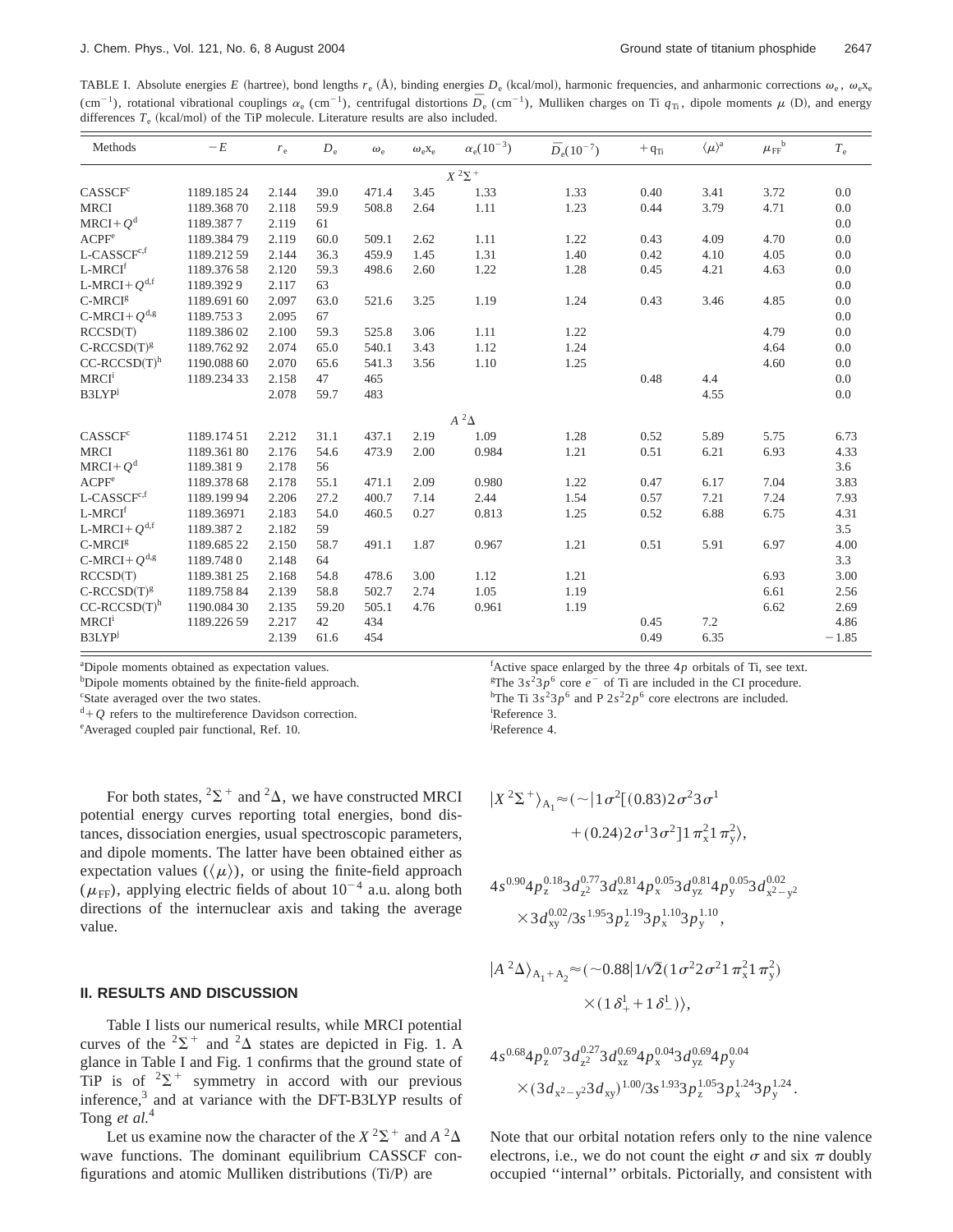TABLE I. Absolute energies $E$ (hartree), bond lengths $r_e$ (Å), binding energies $D_e$ (kcal/mol), harmonic frequencies, and anharmonic corrections $\omega_e$, $\omega_e x_e$ (cm$^{-1}$), rotational vibrational couplings $\alpha_e$ (cm$^{-1}$), centrifugal distortions $\bar{D}_e$ (cm$^{-1}$), Mulliken charges on Ti $q_{Ti}$, dipole moments $\mu$ (D), and energy differences $T_e$ (kcal/mol) of the TiP molecule. Literature results are also included.

| Methods | $-E$ | $r_e$ | $D_e$ | $\omega_e$ | $\omega_e x_e$ | $\alpha_e(10^{-3})$ | $\bar{D}_e(10^{-7})$ | $+q_{Ti}$ | $\langle\mu\rangle$[a] | $\mu_{FF}$[b] | $T_e$ |
|---|---|---|---|---|---|---|---|---|---|---|---|
| | | | | | | $X\,^2\Sigma^+$ | | | | | |
| CASSCF[c] | 1189.185 24 | 2.144 | 39.0 | 471.4 | 3.45 | 1.33 | 1.33 | 0.40 | 3.41 | 3.72 | 0.0 |
| MRCI | 1189.368 70 | 2.118 | 59.9 | 508.8 | 2.64 | 1.11 | 1.23 | 0.44 | 3.79 | 4.71 | 0.0 |
| MRCI$+Q$[d] | 1189.387 7 | 2.119 | 61 | | | | | | | | 0.0 |
| ACPF[e] | 1189.384 79 | 2.119 | 60.0 | 509.1 | 2.62 | 1.11 | 1.22 | 0.43 | 4.09 | 4.70 | 0.0 |
| L-CASSCF[c,f] | 1189.212 59 | 2.144 | 36.3 | 459.9 | 1.45 | 1.31 | 1.40 | 0.42 | 4.10 | 4.05 | 0.0 |
| L-MRCI[f] | 1189.376 58 | 2.120 | 59.3 | 498.6 | 2.60 | 1.22 | 1.28 | 0.45 | 4.21 | 4.63 | 0.0 |
| L-MRCI$+Q$[d,f] | 1189.392 9 | 2.117 | 63 | | | | | | | | 0.0 |
| C-MRCI[g] | 1189.691 60 | 2.097 | 63.0 | 521.6 | 3.25 | 1.19 | 1.24 | 0.43 | 3.46 | 4.85 | 0.0 |
| C-MRCI$+Q$[d,g] | 1189.753 3 | 2.095 | 67 | | | | | | | | 0.0 |
| RCCSD(T) | 1189.386 02 | 2.100 | 59.3 | 525.8 | 3.06 | 1.11 | 1.22 | | | 4.79 | 0.0 |
| C-RCCSD(T)[g] | 1189.762 92 | 2.074 | 65.0 | 540.1 | 3.43 | 1.12 | 1.24 | | | 4.64 | 0.0 |
| CC-RCCSD(T)[h] | 1190.088 60 | 2.070 | 65.6 | 541.3 | 3.56 | 1.10 | 1.25 | | | 4.60 | 0.0 |
| MRCI[i] | 1189.234 33 | 2.158 | 47 | 465 | | | | 0.48 | 4.4 | | 0.0 |
| B3LYP[j] | | 2.078 | 59.7 | 483 | | | | | 4.55 | | 0.0 |
| | | | | | | $A\,^2\Delta$ | | | | | |
| CASSCF[c] | 1189.174 51 | 2.212 | 31.1 | 437.1 | 2.19 | 1.09 | 1.28 | 0.52 | 5.89 | 5.75 | 6.73 |
| MRCI | 1189.361 80 | 2.176 | 54.6 | 473.9 | 2.00 | 0.984 | 1.21 | 0.51 | 6.21 | 6.93 | 4.33 |
| MRCI$+Q$[d] | 1189.381 9 | 2.178 | 56 | | | | | | | | 3.6 |
| ACPF[e] | 1189.378 68 | 2.178 | 55.1 | 471.1 | 2.09 | 0.980 | 1.22 | 0.47 | 6.17 | 7.04 | 3.83 |
| L-CASSCF[c,f] | 1189.199 94 | 2.206 | 27.2 | 400.7 | 7.14 | 2.44 | 1.54 | 0.57 | 7.21 | 7.24 | 7.93 |
| L-MRCI[f] | 1189.36971 | 2.183 | 54.0 | 460.5 | 0.27 | 0.813 | 1.25 | 0.52 | 6.88 | 6.75 | 4.31 |
| L-MRCI$+Q$[d,f] | 1189.387 2 | 2.182 | 59 | | | | | | | | 3.5 |
| C-MRCI[g] | 1189.685 22 | 2.150 | 58.7 | 491.1 | 1.87 | 0.967 | 1.21 | 0.51 | 5.91 | 6.97 | 4.00 |
| C-MRCI$+Q$[d,g] | 1189.748 0 | 2.148 | 64 | | | | | | | | 3.3 |
| RCCSD(T) | 1189.381 25 | 2.168 | 54.8 | 478.6 | 3.00 | 1.12 | 1.21 | | | 6.93 | 3.00 |
| C-RCCSD(T)[g] | 1189.758 84 | 2.139 | 58.8 | 502.7 | 2.74 | 1.05 | 1.19 | | | 6.61 | 2.56 |
| CC-RCCSD(T)[h] | 1190.084 30 | 2.135 | 59.20 | 505.1 | 4.76 | 0.961 | 1.19 | | | 6.62 | 2.69 |
| MRCI[i] | 1189.226 59 | 2.217 | 42 | 434 | | | | 0.45 | 7.2 | | 4.86 |
| B3LYP[j] | | 2.139 | 61.6 | 454 | | | | 0.49 | 6.35 | | $-1.85$ |

[a]Dipole moments obtained as expectation values.
[b]Dipole moments obtained by the finite-field approach.
[c]State averaged over the two states.
[d]$+Q$ refers to the multireference Davidson correction.
[e]Averaged coupled pair functional, Ref. 10.
[f]Active space enlarged by the three $4p$ orbitals of Ti, see text.
[g]The $3s^2 3p^6$ core $e^-$ of Ti are included in the CI procedure.
[h]The Ti $3s^2 3p^6$ and P $2s^2 2p^6$ core electrons are included.
[i]Reference 3.
[j]Reference 4.

For both states, $^2\Sigma^+$ and $^2\Delta$, we have constructed MRCI potential energy curves reporting total energies, bond distances, dissociation energies, usual spectroscopic parameters, and dipole moments. The latter have been obtained either as expectation values ($\langle\mu\rangle$), or using the finite-field approach ($\mu_{FF}$), applying electric fields of about $10^{-4}$ a.u. along both directions of the internuclear axis and taking the average value.

## II. RESULTS AND DISCUSSION

Table I lists our numerical results, while MRCI potential curves of the $^2\Sigma^+$ and $^2\Delta$ states are depicted in Fig. 1. A glance in Table I and Fig. 1 confirms that the ground state of TiP is of $^2\Sigma^+$ symmetry in accord with our previous inference,[3] and at variance with the DFT-B3LYP results of Tong *et al.*[4]

Let us examine now the character of the $X\,^2\Sigma^+$ and $A\,^2\Delta$ wave functions. The dominant equilibrium CASSCF configurations and atomic Mulliken distributions (Ti/P) are

$$|X\,^2\Sigma^+\rangle_{A_1} \approx (\sim|1\sigma^2[(0.83)2\sigma^2 3\sigma^1 + (0.24)2\sigma^1 3\sigma^2]1\pi_x^2 1\pi_y^2\rangle,$$

$$4s^{0.90}4p_z^{0.18}3d_{z^2}^{0.77}3d_{xz}^{0.81}4p_x^{0.05}3d_{yz}^{0.81}4p_y^{0.05}3d_{x^2-y^2}^{0.02} \times 3d_{xy}^{0.02}/3s^{1.95}3p_z^{1.19}3p_x^{1.10}3p_y^{1.10},$$

$$|A\,^2\Delta\rangle_{A_1+A_2} \approx (\sim 0.88|1/\sqrt{2}(1\sigma^2 2\sigma^2 1\pi_x^2 1\pi_y^2) \times (1\delta_+^1 + 1\delta_-^1)\rangle,$$

$$4s^{0.68}4p_z^{0.07}3d_{z^2}^{0.27}3d_{xz}^{0.69}4p_x^{0.04}3d_{yz}^{0.69}4p_y^{0.04} \times (3d_{x^2-y^2}3d_{xy})^{1.00}/3s^{1.93}3p_z^{1.05}3p_x^{1.24}3p_y^{1.24}.$$

Note that our orbital notation refers only to the nine valence electrons, i.e., we do not count the eight $\sigma$ and six $\pi$ doubly occupied "internal" orbitals. Pictorially, and consistent with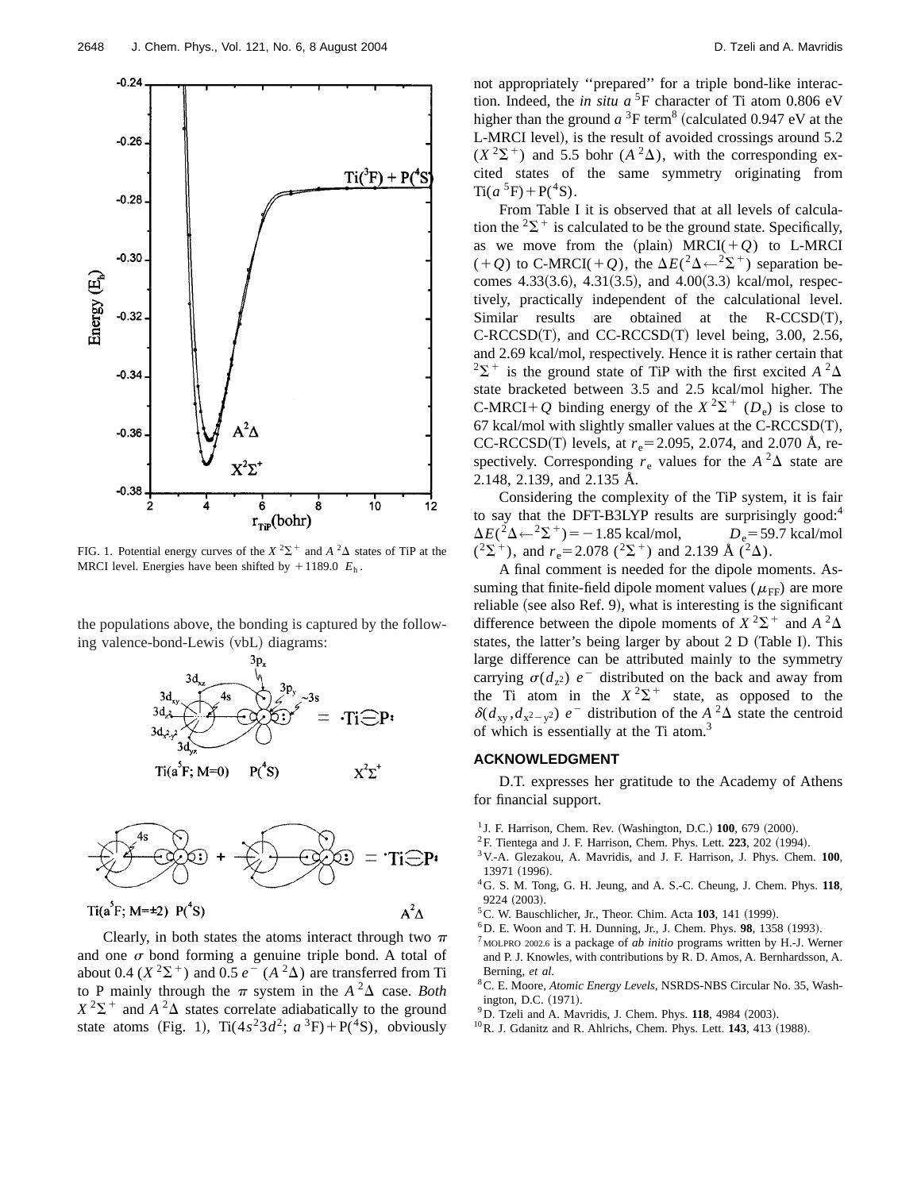-0.24

-0.26

-0.28

-0.30

-0.32

-0.34

-0.36

-0.38

Energy ($E_h$)

2 4 6 8 10 12

$r_{TiP}$(bohr)

Ti($^3$F) + P($^4$S)

$A^2\Delta$

$X^2\Sigma^+$

FIG. 1. Potential energy curves of the $X\,^2\Sigma^+$ and $A\,^2\Delta$ states of TiP at the MRCI level. Energies have been shifted by $+1189.0\ E_h$.

the populations above, the bonding is captured by the following valence-bond-Lewis (vbL) diagrams:

$3p_x$, $3d_{xz}$, $3p_y$, $3d_{xy}$, 4s, ~3s, $3d_{z^2}$, $3d_{x^2-y^2}$, $3d_{yz}$ = ·Ti⊜P:

Ti($a\,^5$F; M=0)  P($^4$S)  $X^2\Sigma^+$

4s + = ·Ti⊜P:

Ti($a\,^5$F; M=±2)  P($^4$S)  $A^2\Delta$

Clearly, in both states the atoms interact through two $\pi$ and one $\sigma$ bond forming a genuine triple bond. A total of about 0.4 ($X\,^2\Sigma^+$) and 0.5 $e^-$ ($A\,^2\Delta$) are transferred from Ti to P mainly through the $\pi$ system in the $A\,^2\Delta$ case. *Both* $X\,^2\Sigma^+$ *and* $A\,^2\Delta$ states correlate adiabatically to the ground state atoms (Fig. 1), Ti($4s^2 3d^2$; $a\,^3$F)+P($^4$S), obviously not appropriately "prepared" for a triple bond-like interaction. Indeed, the *in situ a* $^5$F character of Ti atom 0.806 eV higher than the ground $a\,^3$F term[8] (calculated 0.947 eV at the L-MRCI level), is the result of avoided crossings around 5.2 ($X\,^2\Sigma^+$) and 5.5 bohr ($A\,^2\Delta$), with the corresponding excited states of the same symmetry originating from Ti($a\,^5$F)+P($^4$S).

From Table I it is observed that at all levels of calculation the $^2\Sigma^+$ is calculated to be the ground state. Specifically, as we move from the (plain) MRCI(+$Q$) to L-MRCI (+$Q$) to C-MRCI(+$Q$), the $\Delta E(^2\Delta \leftarrow {}^2\Sigma^+)$ separation becomes 4.33(3.6), 4.31(3.5), and 4.00(3.3) kcal/mol, respectively, practically independent of the calculational level. Similar results are obtained at the R-CCSD(T), C-RCCSD(T), and CC-RCCSD(T) level being, 3.00, 2.56, and 2.69 kcal/mol, respectively. Hence it is rather certain that $^2\Sigma^+$ is the ground state of TiP with the first excited $A\,^2\Delta$ state bracketed between 3.5 and 2.5 kcal/mol higher. The C-MRCI+$Q$ binding energy of the $X\,^2\Sigma^+$ ($D_e$) is close to 67 kcal/mol with slightly smaller values at the C-RCCSD(T), CC-RCCSD(T) levels, at $r_e$=2.095, 2.074, and 2.070 Å, respectively. Corresponding $r_e$ values for the $A\,^2\Delta$ state are 2.148, 2.139, and 2.135 Å.

Considering the complexity of the TiP system, it is fair to say that the DFT-B3LYP results are surprisingly good:[4] $\Delta E(^2\Delta \leftarrow {}^2\Sigma^+) = -1.85$ kcal/mol, $D_e$=59.7 kcal/mol ($^2\Sigma^+$), and $r_e$=2.078 ($^2\Sigma^+$) and 2.139 Å ($^2\Delta$).

A final comment is needed for the dipole moments. Assuming that finite-field dipole moment values ($\mu_{FF}$) are more reliable (see also Ref. 9), what is interesting is the significant difference between the dipole moments of $X\,^2\Sigma^+$ and $A\,^2\Delta$ states, the latter's being larger by about 2 D (Table I). This large difference can be attributed mainly to the symmetry carrying $\sigma(d_{z^2})$ $e^-$ distributed on the back and away from the Ti atom in the $X\,^2\Sigma^+$ state, as opposed to the $\delta(d_{xy}, d_{x^2-y^2})$ $e^-$ distribution of the $A\,^2\Delta$ state the centroid of which is essentially at the Ti atom.[3]

## ACKNOWLEDGMENT

D.T. expresses her gratitude to the Academy of Athens for financial support.

[1] J. F. Harrison, Chem. Rev. (Washington, D.C.) **100**, 679 (2000).
[2] F. Tientega and J. F. Harrison, Chem. Phys. Lett. **223**, 202 (1994).
[3] V.-A. Glezakou, A. Mavridis, and J. F. Harrison, J. Phys. Chem. **100**, 13971 (1996).
[4] G. S. M. Tong, G. H. Jeung, and A. S.-C. Cheung, J. Chem. Phys. **118**, 9224 (2003).
[5] C. W. Bauschlicher, Jr., Theor. Chim. Acta **103**, 141 (1999).
[6] D. E. Woon and T. H. Dunning, Jr., J. Chem. Phys. **98**, 1358 (1993).
[7] MOLPRO 2002.6 is a package of *ab initio* programs written by H.-J. Werner and P. J. Knowles, with contributions by R. D. Amos, A. Bernhardsson, A. Berning, *et al.*
[8] C. E. Moore, *Atomic Energy Levels*, NSRDS-NBS Circular No. 35, Washington, D.C. (1971).
[9] D. Tzeli and A. Mavridis, J. Chem. Phys. **118**, 4984 (2003).
[10] R. J. Gdanitz and R. Ahlrichs, Chem. Phys. Lett. **143**, 413 (1988).